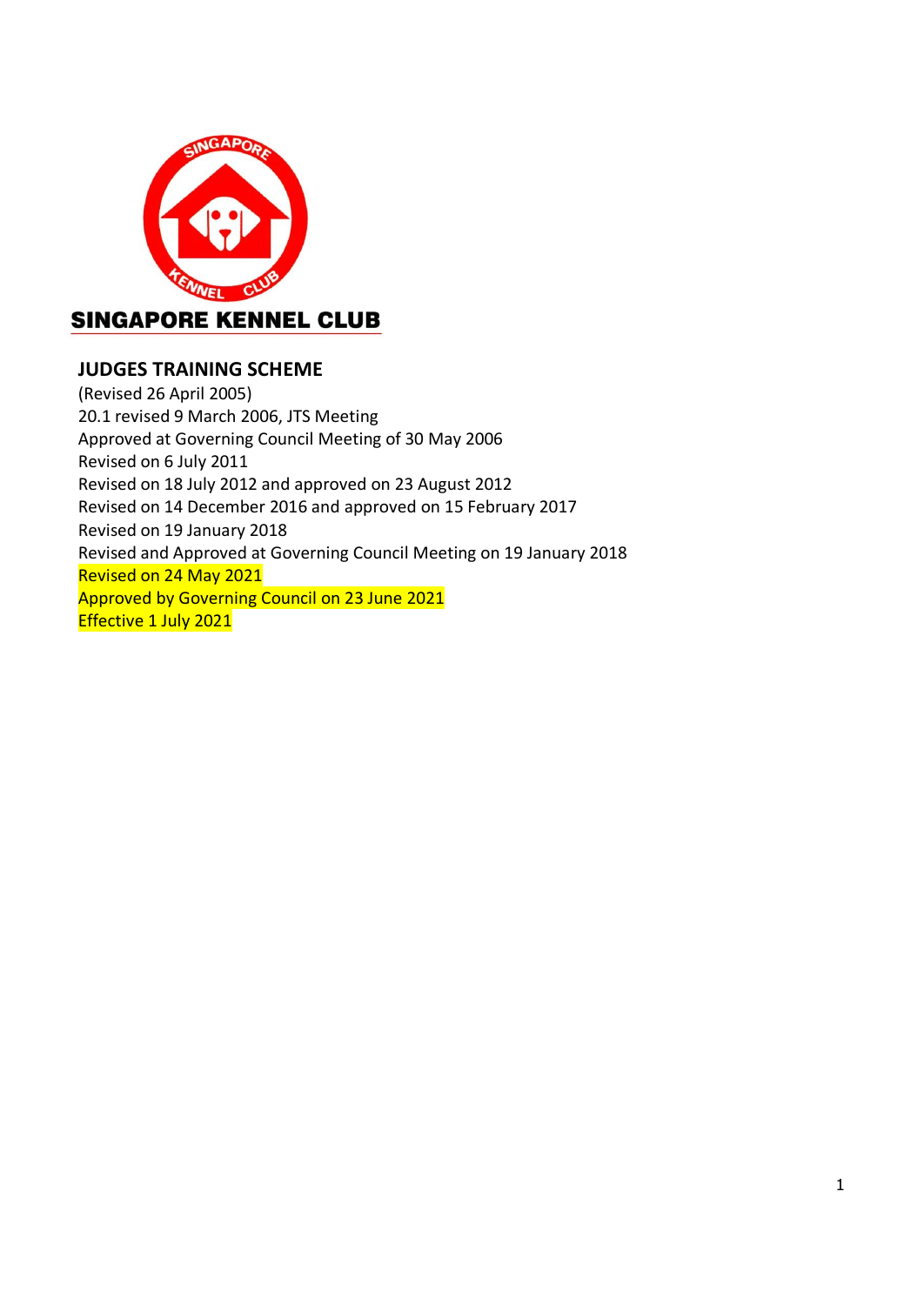# SINGAPORE KENNEL CLUB

## JUDGES TRAINING SCHEME

(Revised 26 April 2005)
20.1 revised 9 March 2006, JTS Meeting
Approved at Governing Council Meeting of 30 May 2006
Revised on 6 July 2011
Revised on 18 July 2012 and approved on 23 August 2012
Revised on 14 December 2016 and approved on 15 February 2017
Revised on 19 January 2018
Revised and Approved at Governing Council Meeting on 19 January 2018
Revised on 24 May 2021
Approved by Governing Council on 23 June 2021
Effective 1 July 2021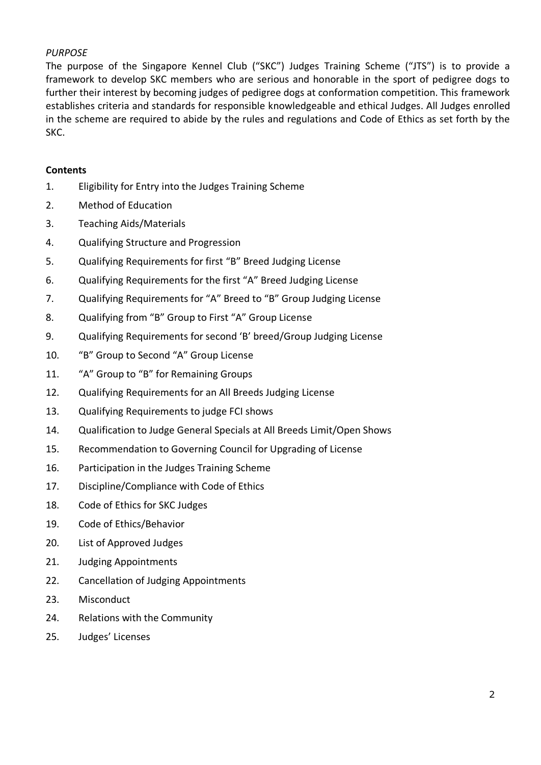*PURPOSE*

The purpose of the Singapore Kennel Club ("SKC") Judges Training Scheme ("JTS") is to provide a framework to develop SKC members who are serious and honorable in the sport of pedigree dogs to further their interest by becoming judges of pedigree dogs at conformation competition. This framework establishes criteria and standards for responsible knowledgeable and ethical Judges. All Judges enrolled in the scheme are required to abide by the rules and regulations and Code of Ethics as set forth by the SKC.

**Contents**

1. Eligibility for Entry into the Judges Training Scheme
2. Method of Education
3. Teaching Aids/Materials
4. Qualifying Structure and Progression
5. Qualifying Requirements for first "B" Breed Judging License
6. Qualifying Requirements for the first "A" Breed Judging License
7. Qualifying Requirements for "A" Breed to "B" Group Judging License
8. Qualifying from "B" Group to First "A" Group License
9. Qualifying Requirements for second 'B' breed/Group Judging License
10. "B" Group to Second "A" Group License
11. "A" Group to "B" for Remaining Groups
12. Qualifying Requirements for an All Breeds Judging License
13. Qualifying Requirements to judge FCI shows
14. Qualification to Judge General Specials at All Breeds Limit/Open Shows
15. Recommendation to Governing Council for Upgrading of License
16. Participation in the Judges Training Scheme
17. Discipline/Compliance with Code of Ethics
18. Code of Ethics for SKC Judges
19. Code of Ethics/Behavior
20. List of Approved Judges
21. Judging Appointments
22. Cancellation of Judging Appointments
23. Misconduct
24. Relations with the Community
25. Judges' Licenses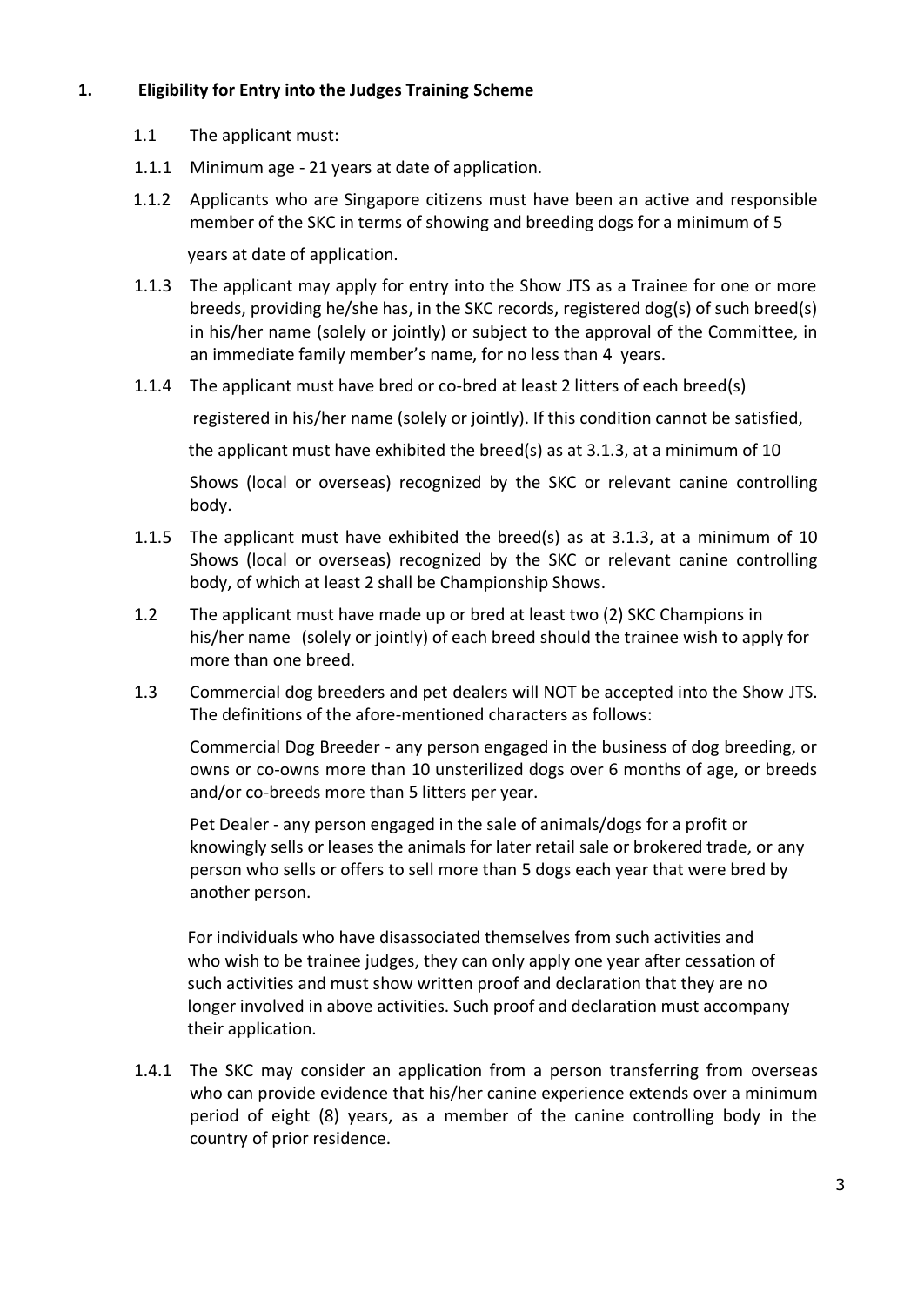## 1. Eligibility for Entry into the Judges Training Scheme

1.1 The applicant must:

1.1.1 Minimum age - 21 years at date of application.

1.1.2 Applicants who are Singapore citizens must have been an active and responsible member of the SKC in terms of showing and breeding dogs for a minimum of 5 years at date of application.

1.1.3 The applicant may apply for entry into the Show JTS as a Trainee for one or more breeds, providing he/she has, in the SKC records, registered dog(s) of such breed(s) in his/her name (solely or jointly) or subject to the approval of the Committee, in an immediate family member's name, for no less than 4 years.

1.1.4 The applicant must have bred or co-bred at least 2 litters of each breed(s) registered in his/her name (solely or jointly). If this condition cannot be satisfied, the applicant must have exhibited the breed(s) as at 3.1.3, at a minimum of 10 Shows (local or overseas) recognized by the SKC or relevant canine controlling body.

1.1.5 The applicant must have exhibited the breed(s) as at 3.1.3, at a minimum of 10 Shows (local or overseas) recognized by the SKC or relevant canine controlling body, of which at least 2 shall be Championship Shows.

1.2 The applicant must have made up or bred at least two (2) SKC Champions in his/her name (solely or jointly) of each breed should the trainee wish to apply for more than one breed.

1.3 Commercial dog breeders and pet dealers will NOT be accepted into the Show JTS. The definitions of the afore-mentioned characters as follows:

Commercial Dog Breeder - any person engaged in the business of dog breeding, or owns or co-owns more than 10 unsterilized dogs over 6 months of age, or breeds and/or co-breeds more than 5 litters per year.

Pet Dealer - any person engaged in the sale of animals/dogs for a profit or knowingly sells or leases the animals for later retail sale or brokered trade, or any person who sells or offers to sell more than 5 dogs each year that were bred by another person.

For individuals who have disassociated themselves from such activities and who wish to be trainee judges, they can only apply one year after cessation of such activities and must show written proof and declaration that they are no longer involved in above activities. Such proof and declaration must accompany their application.

1.4.1 The SKC may consider an application from a person transferring from overseas who can provide evidence that his/her canine experience extends over a minimum period of eight (8) years, as a member of the canine controlling body in the country of prior residence.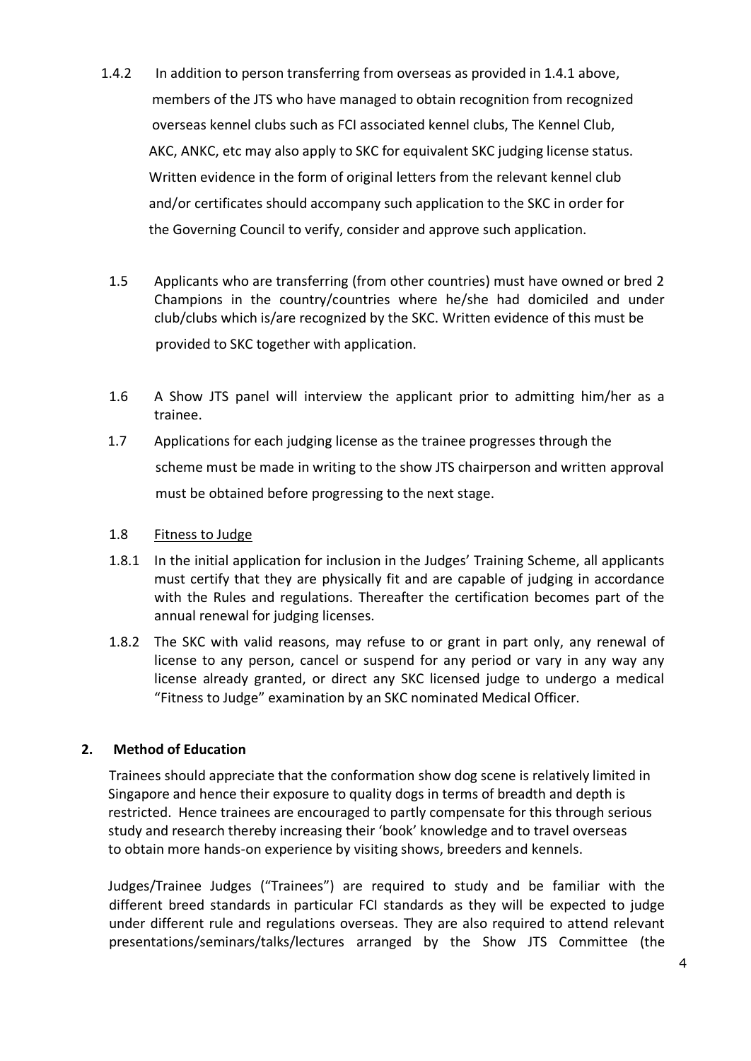1.4.2 In addition to person transferring from overseas as provided in 1.4.1 above, members of the JTS who have managed to obtain recognition from recognized overseas kennel clubs such as FCI associated kennel clubs, The Kennel Club, AKC, ANKC, etc may also apply to SKC for equivalent SKC judging license status. Written evidence in the form of original letters from the relevant kennel club and/or certificates should accompany such application to the SKC in order for the Governing Council to verify, consider and approve such application.

1.5 Applicants who are transferring (from other countries) must have owned or bred 2 Champions in the country/countries where he/she had domiciled and under club/clubs which is/are recognized by the SKC. Written evidence of this must be provided to SKC together with application.

1.6 A Show JTS panel will interview the applicant prior to admitting him/her as a trainee.

1.7 Applications for each judging license as the trainee progresses through the scheme must be made in writing to the show JTS chairperson and written approval must be obtained before progressing to the next stage.

1.8 Fitness to Judge

1.8.1 In the initial application for inclusion in the Judges' Training Scheme, all applicants must certify that they are physically fit and are capable of judging in accordance with the Rules and regulations. Thereafter the certification becomes part of the annual renewal for judging licenses.

1.8.2 The SKC with valid reasons, may refuse to or grant in part only, any renewal of license to any person, cancel or suspend for any period or vary in any way any license already granted, or direct any SKC licensed judge to undergo a medical "Fitness to Judge" examination by an SKC nominated Medical Officer.

## 2. Method of Education

Trainees should appreciate that the conformation show dog scene is relatively limited in Singapore and hence their exposure to quality dogs in terms of breadth and depth is restricted. Hence trainees are encouraged to partly compensate for this through serious study and research thereby increasing their 'book' knowledge and to travel overseas to obtain more hands-on experience by visiting shows, breeders and kennels.

Judges/Trainee Judges ("Trainees") are required to study and be familiar with the different breed standards in particular FCI standards as they will be expected to judge under different rule and regulations overseas. They are also required to attend relevant presentations/seminars/talks/lectures arranged by the Show JTS Committee (the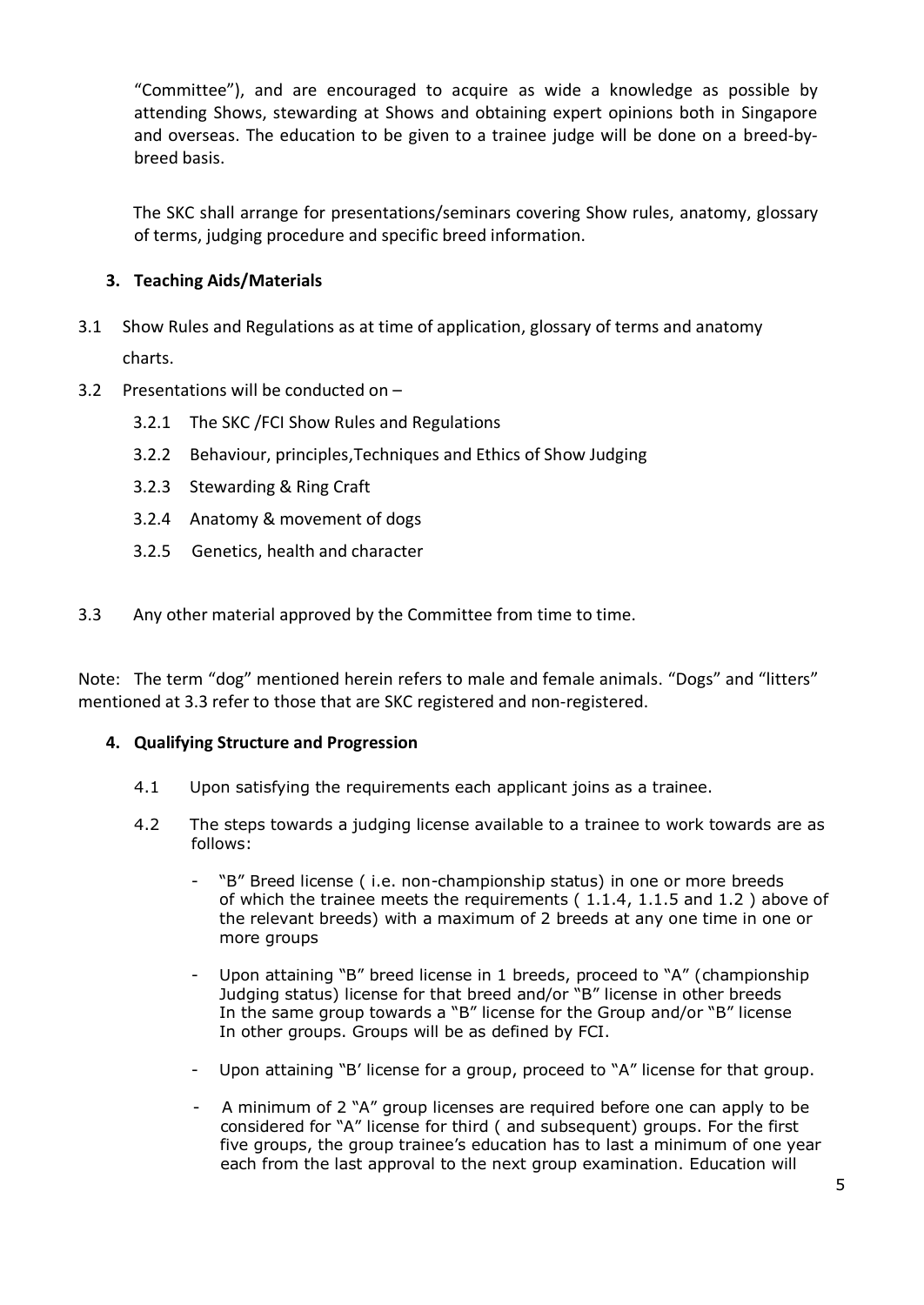"Committee"), and are encouraged to acquire as wide a knowledge as possible by attending Shows, stewarding at Shows and obtaining expert opinions both in Singapore and overseas. The education to be given to a trainee judge will be done on a breed-by-breed basis.

The SKC shall arrange for presentations/seminars covering Show rules, anatomy, glossary of terms, judging procedure and specific breed information.

## 3. Teaching Aids/Materials

3.1 Show Rules and Regulations as at time of application, glossary of terms and anatomy charts.

3.2 Presentations will be conducted on –

- 3.2.1 The SKC /FCI Show Rules and Regulations
- 3.2.2 Behaviour, principles,Techniques and Ethics of Show Judging
- 3.2.3 Stewarding & Ring Craft
- 3.2.4 Anatomy & movement of dogs
- 3.2.5 Genetics, health and character

3.3 Any other material approved by the Committee from time to time.

Note: The term "dog" mentioned herein refers to male and female animals. "Dogs" and "litters" mentioned at 3.3 refer to those that are SKC registered and non-registered.

## 4. Qualifying Structure and Progression

4.1 Upon satisfying the requirements each applicant joins as a trainee.

4.2 The steps towards a judging license available to a trainee to work towards are as follows:

- "B" Breed license ( i.e. non-championship status) in one or more breeds of which the trainee meets the requirements ( 1.1.4, 1.1.5 and 1.2 ) above of the relevant breeds) with a maximum of 2 breeds at any one time in one or more groups
- Upon attaining "B" breed license in 1 breeds, proceed to "A" (championship Judging status) license for that breed and/or "B" license in other breeds In the same group towards a "B" license for the Group and/or "B" license In other groups. Groups will be as defined by FCI.
- Upon attaining "B' license for a group, proceed to "A" license for that group.
- A minimum of 2 "A" group licenses are required before one can apply to be considered for "A" license for third ( and subsequent) groups. For the first five groups, the group trainee's education has to last a minimum of one year each from the last approval to the next group examination. Education will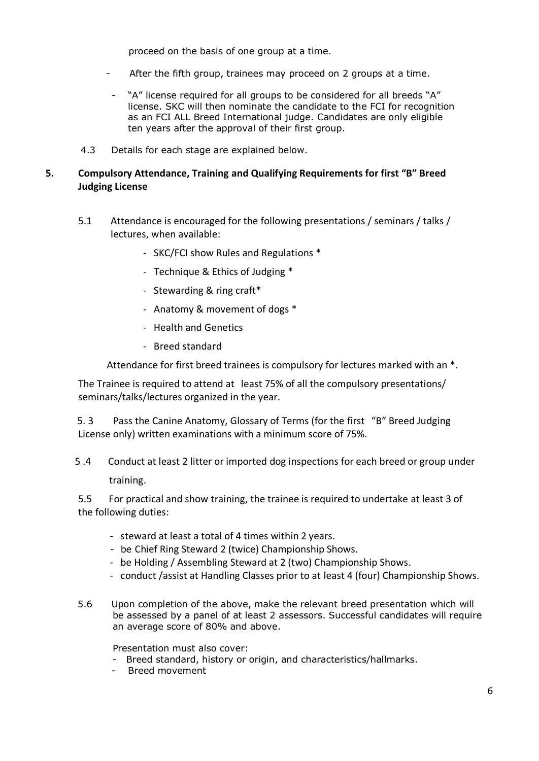proceed on the basis of one group at a time.

- After the fifth group, trainees may proceed on 2 groups at a time.
- "A" license required for all groups to be considered for all breeds "A" license. SKC will then nominate the candidate to the FCI for recognition as an FCI ALL Breed International judge. Candidates are only eligible ten years after the approval of their first group.

4.3 Details for each stage are explained below.

## 5. Compulsory Attendance, Training and Qualifying Requirements for first "B" Breed Judging License

5.1 Attendance is encouraged for the following presentations / seminars / talks / lectures, when available:

- SKC/FCI show Rules and Regulations *
- Technique & Ethics of Judging *
- Stewarding & ring craft*
- Anatomy & movement of dogs *
- Health and Genetics
- Breed standard

Attendance for first breed trainees is compulsory for lectures marked with an *.

The Trainee is required to attend at least 75% of all the compulsory presentations/ seminars/talks/lectures organized in the year.

5. 3 Pass the Canine Anatomy, Glossary of Terms (for the first "B" Breed Judging License only) written examinations with a minimum score of 75%.

5 .4 Conduct at least 2 litter or imported dog inspections for each breed or group under training.

5.5 For practical and show training, the trainee is required to undertake at least 3 of the following duties:

- steward at least a total of 4 times within 2 years.
- be Chief Ring Steward 2 (twice) Championship Shows.
- be Holding / Assembling Steward at 2 (two) Championship Shows.
- conduct /assist at Handling Classes prior to at least 4 (four) Championship Shows.

5.6 Upon completion of the above, make the relevant breed presentation which will be assessed by a panel of at least 2 assessors. Successful candidates will require an average score of 80% and above.

Presentation must also cover:
- Breed standard, history or origin, and characteristics/hallmarks.
- Breed movement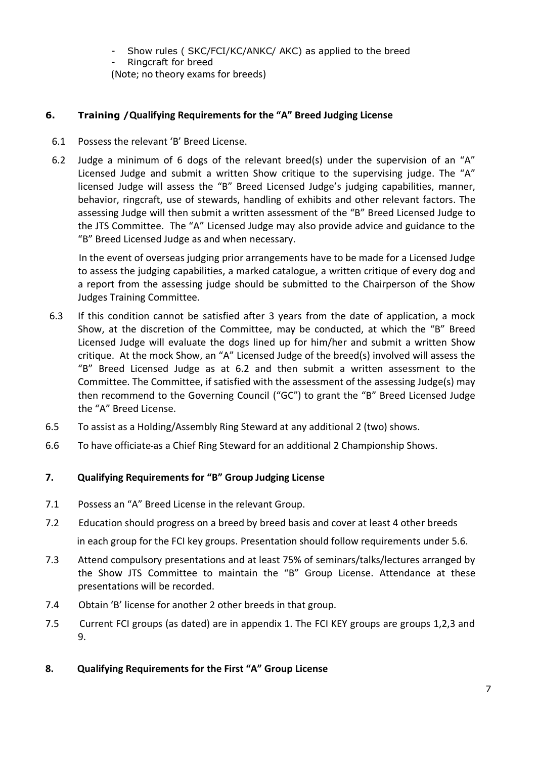- Show rules ( SKC/FCI/KC/ANKC/ AKC) as applied to the breed
- Ringcraft for breed

(Note; no theory exams for breeds)

## 6. Training /Qualifying Requirements for the "A" Breed Judging License

6.1 Possess the relevant 'B' Breed License.

6.2 Judge a minimum of 6 dogs of the relevant breed(s) under the supervision of an "A" Licensed Judge and submit a written Show critique to the supervising judge. The "A" licensed Judge will assess the "B" Breed Licensed Judge's judging capabilities, manner, behavior, ringcraft, use of stewards, handling of exhibits and other relevant factors. The assessing Judge will then submit a written assessment of the "B" Breed Licensed Judge to the JTS Committee. The "A" Licensed Judge may also provide advice and guidance to the "B" Breed Licensed Judge as and when necessary.

In the event of overseas judging prior arrangements have to be made for a Licensed Judge to assess the judging capabilities, a marked catalogue, a written critique of every dog and a report from the assessing judge should be submitted to the Chairperson of the Show Judges Training Committee.

6.3 If this condition cannot be satisfied after 3 years from the date of application, a mock Show, at the discretion of the Committee, may be conducted, at which the "B" Breed Licensed Judge will evaluate the dogs lined up for him/her and submit a written Show critique. At the mock Show, an "A" Licensed Judge of the breed(s) involved will assess the "B" Breed Licensed Judge as at 6.2 and then submit a written assessment to the Committee. The Committee, if satisfied with the assessment of the assessing Judge(s) may then recommend to the Governing Council ("GC") to grant the "B" Breed Licensed Judge the "A" Breed License.

6.5 To assist as a Holding/Assembly Ring Steward at any additional 2 (two) shows.

6.6 To have officiate as a Chief Ring Steward for an additional 2 Championship Shows.

## 7. Qualifying Requirements for "B" Group Judging License

7.1 Possess an "A" Breed License in the relevant Group.

7.2 Education should progress on a breed by breed basis and cover at least 4 other breeds in each group for the FCI key groups. Presentation should follow requirements under 5.6.

7.3 Attend compulsory presentations and at least 75% of seminars/talks/lectures arranged by the Show JTS Committee to maintain the "B" Group License. Attendance at these presentations will be recorded.

7.4 Obtain 'B' license for another 2 other breeds in that group.

7.5 Current FCI groups (as dated) are in appendix 1. The FCI KEY groups are groups 1,2,3 and 9.

## 8. Qualifying Requirements for the First "A" Group License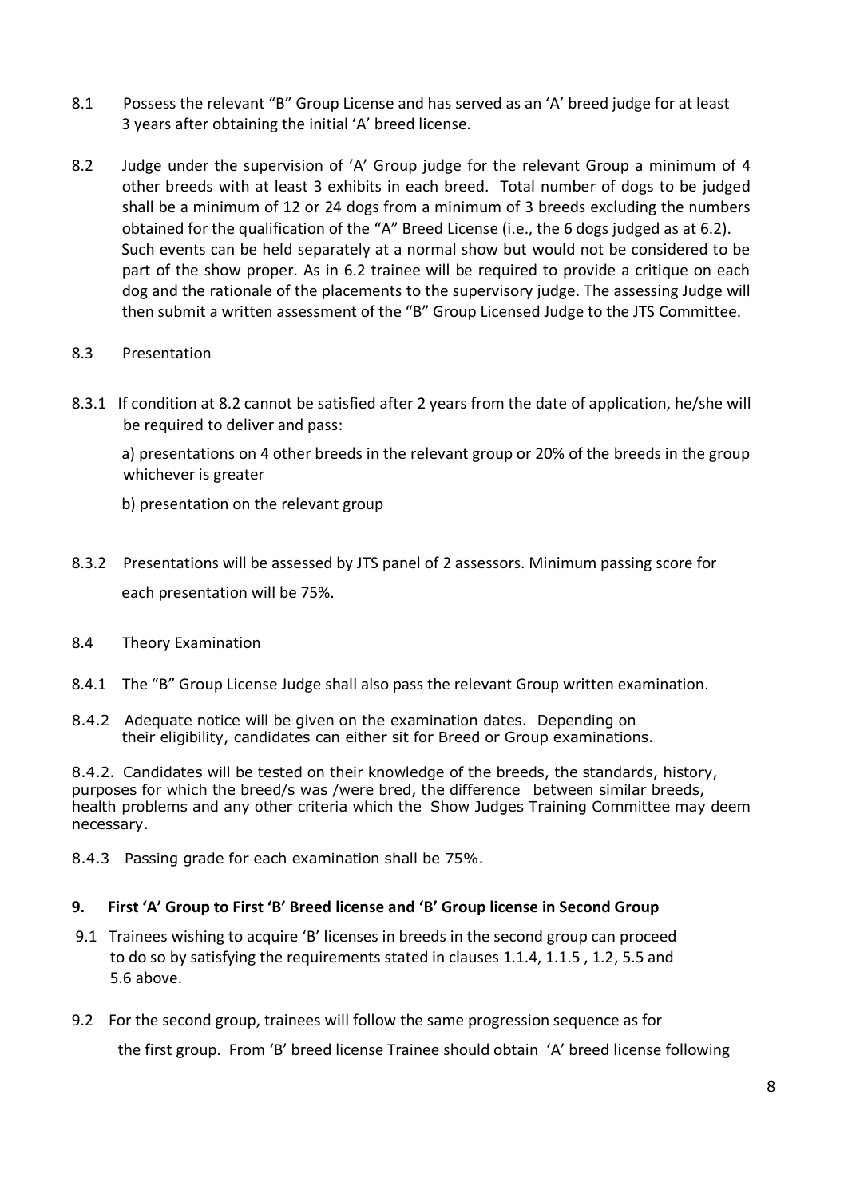8.1 Possess the relevant "B" Group License and has served as an 'A' breed judge for at least 3 years after obtaining the initial 'A' breed license.

8.2 Judge under the supervision of 'A' Group judge for the relevant Group a minimum of 4 other breeds with at least 3 exhibits in each breed. Total number of dogs to be judged shall be a minimum of 12 or 24 dogs from a minimum of 3 breeds excluding the numbers obtained for the qualification of the "A" Breed License (i.e., the 6 dogs judged as at 6.2). Such events can be held separately at a normal show but would not be considered to be part of the show proper. As in 6.2 trainee will be required to provide a critique on each dog and the rationale of the placements to the supervisory judge. The assessing Judge will then submit a written assessment of the "B" Group Licensed Judge to the JTS Committee.

8.3 Presentation

8.3.1 If condition at 8.2 cannot be satisfied after 2 years from the date of application, he/she will be required to deliver and pass:

a) presentations on 4 other breeds in the relevant group or 20% of the breeds in the group whichever is greater

b) presentation on the relevant group

8.3.2 Presentations will be assessed by JTS panel of 2 assessors. Minimum passing score for each presentation will be 75%.

8.4 Theory Examination

8.4.1 The "B" Group License Judge shall also pass the relevant Group written examination.

8.4.2 Adequate notice will be given on the examination dates. Depending on their eligibility, candidates can either sit for Breed or Group examinations.

8.4.2. Candidates will be tested on their knowledge of the breeds, the standards, history, purposes for which the breed/s was /were bred, the difference between similar breeds, health problems and any other criteria which the Show Judges Training Committee may deem necessary.

8.4.3 Passing grade for each examination shall be 75%.

## 9. First 'A' Group to First 'B' Breed license and 'B' Group license in Second Group

9.1 Trainees wishing to acquire 'B' licenses in breeds in the second group can proceed to do so by satisfying the requirements stated in clauses 1.1.4, 1.1.5 , 1.2, 5.5 and 5.6 above.

9.2 For the second group, trainees will follow the same progression sequence as for the first group. From 'B' breed license Trainee should obtain 'A' breed license following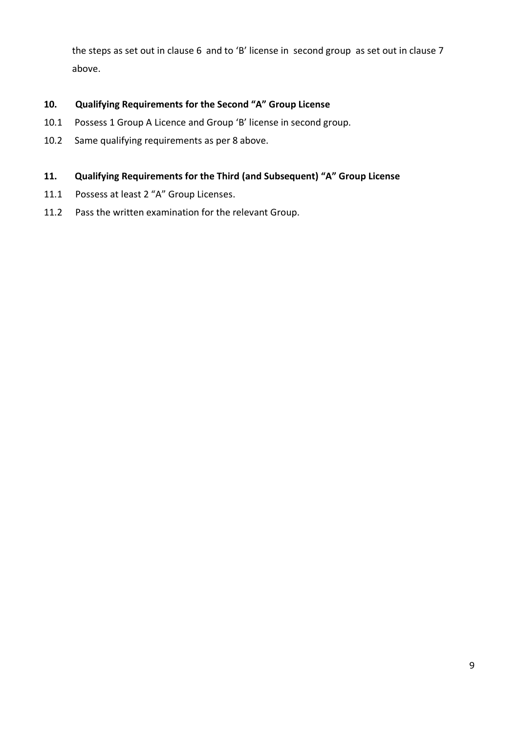the steps as set out in clause 6 and to 'B' license in second group as set out in clause 7 above.

## 10. Qualifying Requirements for the Second "A" Group License

10.1 Possess 1 Group A Licence and Group 'B' license in second group.

10.2 Same qualifying requirements as per 8 above.

## 11. Qualifying Requirements for the Third (and Subsequent) "A" Group License

11.1 Possess at least 2 "A" Group Licenses.

11.2 Pass the written examination for the relevant Group.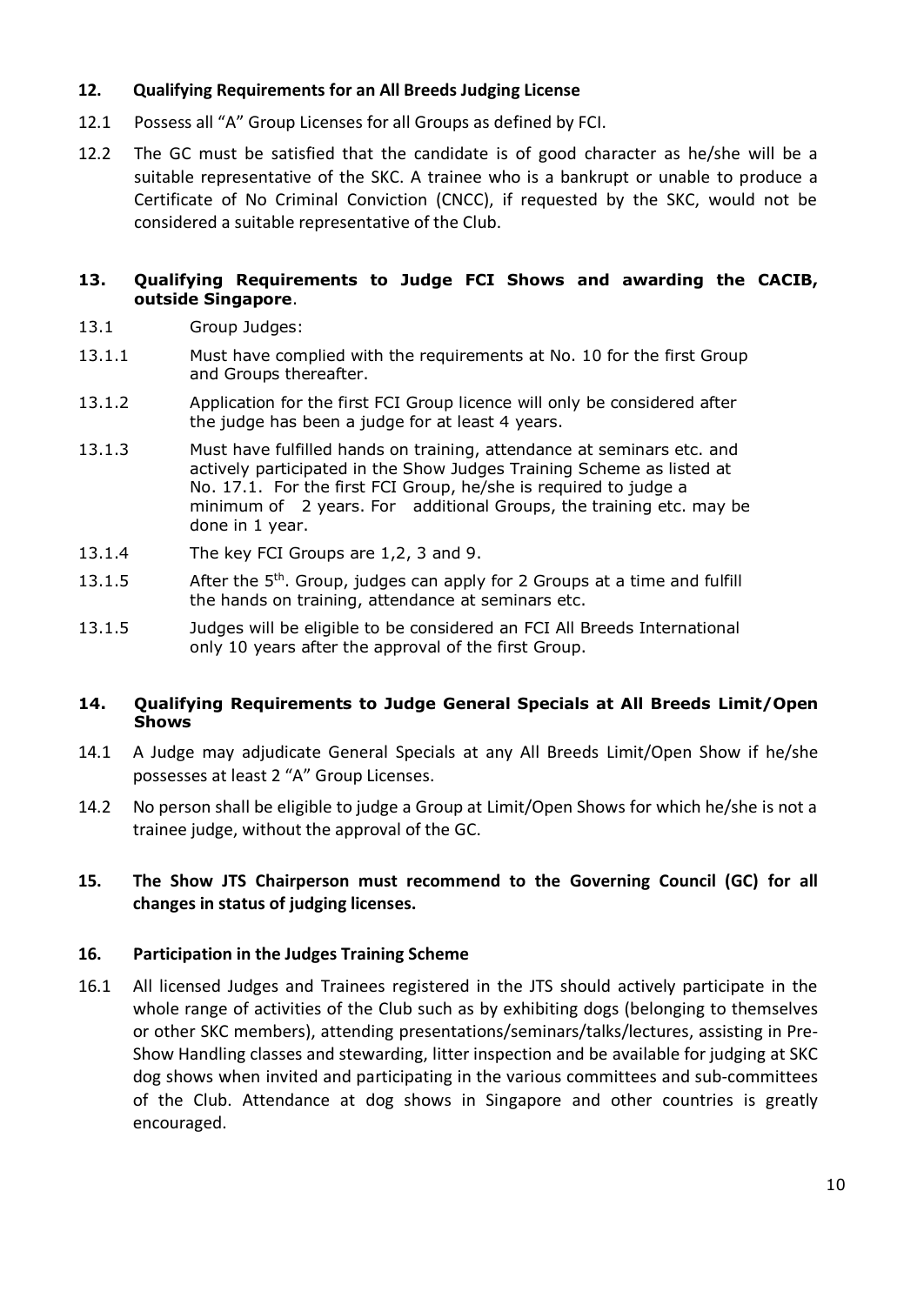## 12. Qualifying Requirements for an All Breeds Judging License

12.1 Possess all "A" Group Licenses for all Groups as defined by FCI.

12.2 The GC must be satisfied that the candidate is of good character as he/she will be a suitable representative of the SKC. A trainee who is a bankrupt or unable to produce a Certificate of No Criminal Conviction (CNCC), if requested by the SKC, would not be considered a suitable representative of the Club.

## 13. Qualifying Requirements to Judge FCI Shows and awarding the CACIB, outside Singapore.

13.1 Group Judges:

13.1.1 Must have complied with the requirements at No. 10 for the first Group and Groups thereafter.

13.1.2 Application for the first FCI Group licence will only be considered after the judge has been a judge for at least 4 years.

13.1.3 Must have fulfilled hands on training, attendance at seminars etc. and actively participated in the Show Judges Training Scheme as listed at No. 17.1. For the first FCI Group, he/she is required to judge a minimum of 2 years. For additional Groups, the training etc. may be done in 1 year.

13.1.4 The key FCI Groups are 1,2, 3 and 9.

13.1.5 After the 5th. Group, judges can apply for 2 Groups at a time and fulfill the hands on training, attendance at seminars etc.

13.1.5 Judges will be eligible to be considered an FCI All Breeds International only 10 years after the approval of the first Group.

## 14. Qualifying Requirements to Judge General Specials at All Breeds Limit/Open Shows

14.1 A Judge may adjudicate General Specials at any All Breeds Limit/Open Show if he/she possesses at least 2 "A" Group Licenses.

14.2 No person shall be eligible to judge a Group at Limit/Open Shows for which he/she is not a trainee judge, without the approval of the GC.

## 15. The Show JTS Chairperson must recommend to the Governing Council (GC) for all changes in status of judging licenses.

## 16. Participation in the Judges Training Scheme

16.1 All licensed Judges and Trainees registered in the JTS should actively participate in the whole range of activities of the Club such as by exhibiting dogs (belonging to themselves or other SKC members), attending presentations/seminars/talks/lectures, assisting in Pre-Show Handling classes and stewarding, litter inspection and be available for judging at SKC dog shows when invited and participating in the various committees and sub-committees of the Club. Attendance at dog shows in Singapore and other countries is greatly encouraged.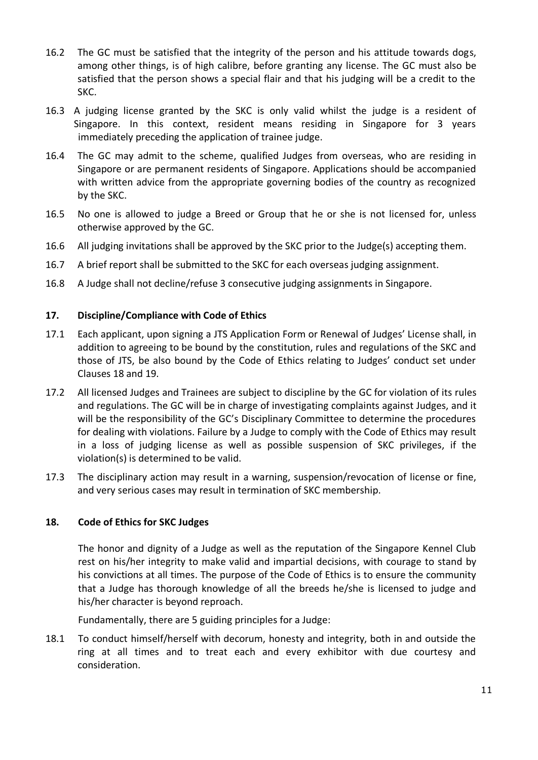16.2 The GC must be satisfied that the integrity of the person and his attitude towards dogs, among other things, is of high calibre, before granting any license. The GC must also be satisfied that the person shows a special flair and that his judging will be a credit to the SKC.

16.3 A judging license granted by the SKC is only valid whilst the judge is a resident of Singapore. In this context, resident means residing in Singapore for 3 years immediately preceding the application of trainee judge.

16.4 The GC may admit to the scheme, qualified Judges from overseas, who are residing in Singapore or are permanent residents of Singapore. Applications should be accompanied with written advice from the appropriate governing bodies of the country as recognized by the SKC.

16.5 No one is allowed to judge a Breed or Group that he or she is not licensed for, unless otherwise approved by the GC.

16.6 All judging invitations shall be approved by the SKC prior to the Judge(s) accepting them.

16.7 A brief report shall be submitted to the SKC for each overseas judging assignment.

16.8 A Judge shall not decline/refuse 3 consecutive judging assignments in Singapore.

## 17. Discipline/Compliance with Code of Ethics

17.1 Each applicant, upon signing a JTS Application Form or Renewal of Judges' License shall, in addition to agreeing to be bound by the constitution, rules and regulations of the SKC and those of JTS, be also bound by the Code of Ethics relating to Judges' conduct set under Clauses 18 and 19.

17.2 All licensed Judges and Trainees are subject to discipline by the GC for violation of its rules and regulations. The GC will be in charge of investigating complaints against Judges, and it will be the responsibility of the GC's Disciplinary Committee to determine the procedures for dealing with violations. Failure by a Judge to comply with the Code of Ethics may result in a loss of judging license as well as possible suspension of SKC privileges, if the violation(s) is determined to be valid.

17.3 The disciplinary action may result in a warning, suspension/revocation of license or fine, and very serious cases may result in termination of SKC membership.

## 18. Code of Ethics for SKC Judges

The honor and dignity of a Judge as well as the reputation of the Singapore Kennel Club rest on his/her integrity to make valid and impartial decisions, with courage to stand by his convictions at all times. The purpose of the Code of Ethics is to ensure the community that a Judge has thorough knowledge of all the breeds he/she is licensed to judge and his/her character is beyond reproach.

Fundamentally, there are 5 guiding principles for a Judge:

18.1 To conduct himself/herself with decorum, honesty and integrity, both in and outside the ring at all times and to treat each and every exhibitor with due courtesy and consideration.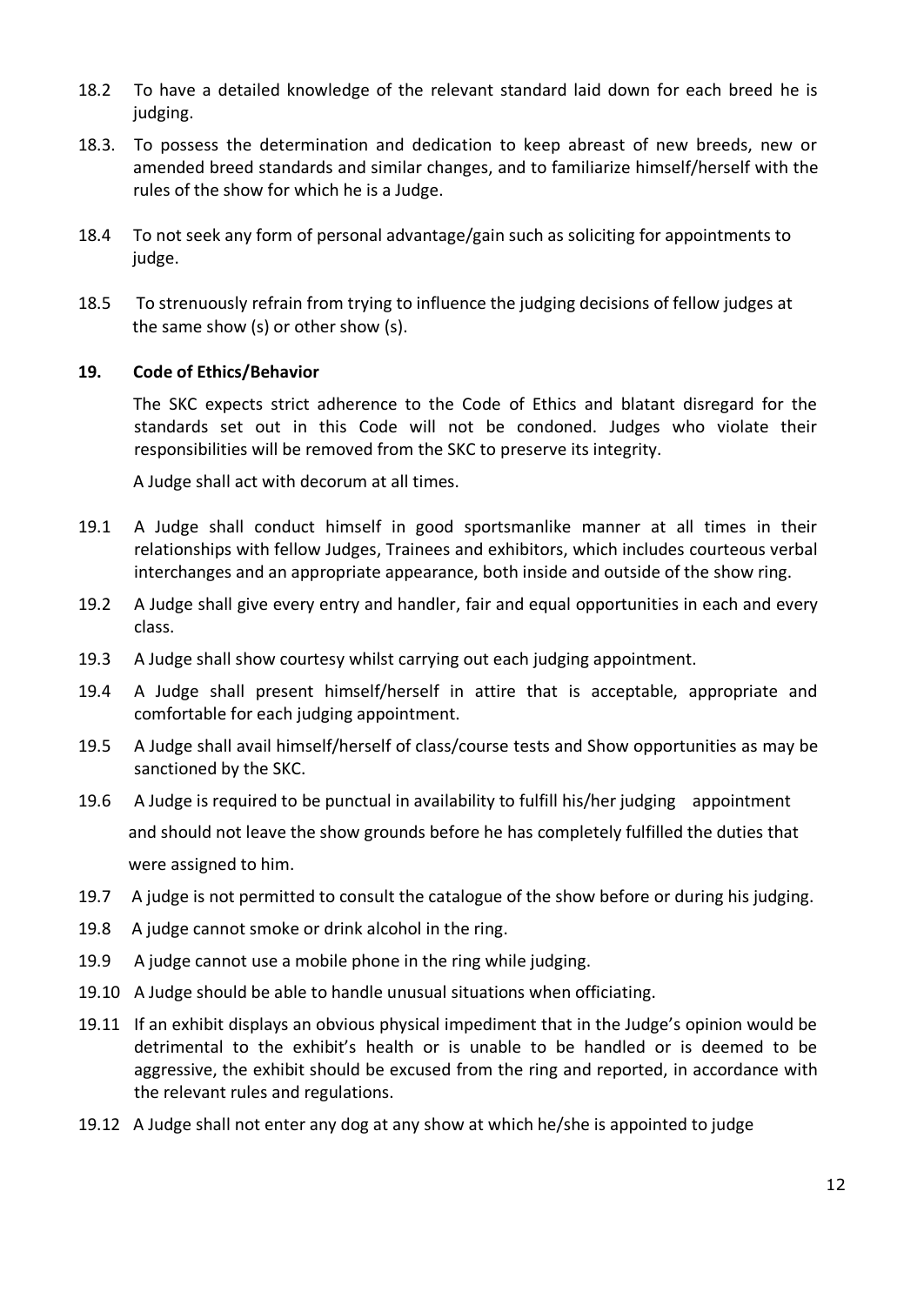18.2 To have a detailed knowledge of the relevant standard laid down for each breed he is judging.

18.3. To possess the determination and dedication to keep abreast of new breeds, new or amended breed standards and similar changes, and to familiarize himself/herself with the rules of the show for which he is a Judge.

18.4 To not seek any form of personal advantage/gain such as soliciting for appointments to judge.

18.5 To strenuously refrain from trying to influence the judging decisions of fellow judges at the same show (s) or other show (s).

## 19. Code of Ethics/Behavior

The SKC expects strict adherence to the Code of Ethics and blatant disregard for the standards set out in this Code will not be condoned. Judges who violate their responsibilities will be removed from the SKC to preserve its integrity.

A Judge shall act with decorum at all times.

19.1 A Judge shall conduct himself in good sportsmanlike manner at all times in their relationships with fellow Judges, Trainees and exhibitors, which includes courteous verbal interchanges and an appropriate appearance, both inside and outside of the show ring.

19.2 A Judge shall give every entry and handler, fair and equal opportunities in each and every class.

19.3 A Judge shall show courtesy whilst carrying out each judging appointment.

19.4 A Judge shall present himself/herself in attire that is acceptable, appropriate and comfortable for each judging appointment.

19.5 A Judge shall avail himself/herself of class/course tests and Show opportunities as may be sanctioned by the SKC.

19.6 A Judge is required to be punctual in availability to fulfill his/her judging appointment and should not leave the show grounds before he has completely fulfilled the duties that were assigned to him.

19.7 A judge is not permitted to consult the catalogue of the show before or during his judging.

19.8 A judge cannot smoke or drink alcohol in the ring.

19.9 A judge cannot use a mobile phone in the ring while judging.

19.10 A Judge should be able to handle unusual situations when officiating.

19.11 If an exhibit displays an obvious physical impediment that in the Judge's opinion would be detrimental to the exhibit's health or is unable to be handled or is deemed to be aggressive, the exhibit should be excused from the ring and reported, in accordance with the relevant rules and regulations.

19.12 A Judge shall not enter any dog at any show at which he/she is appointed to judge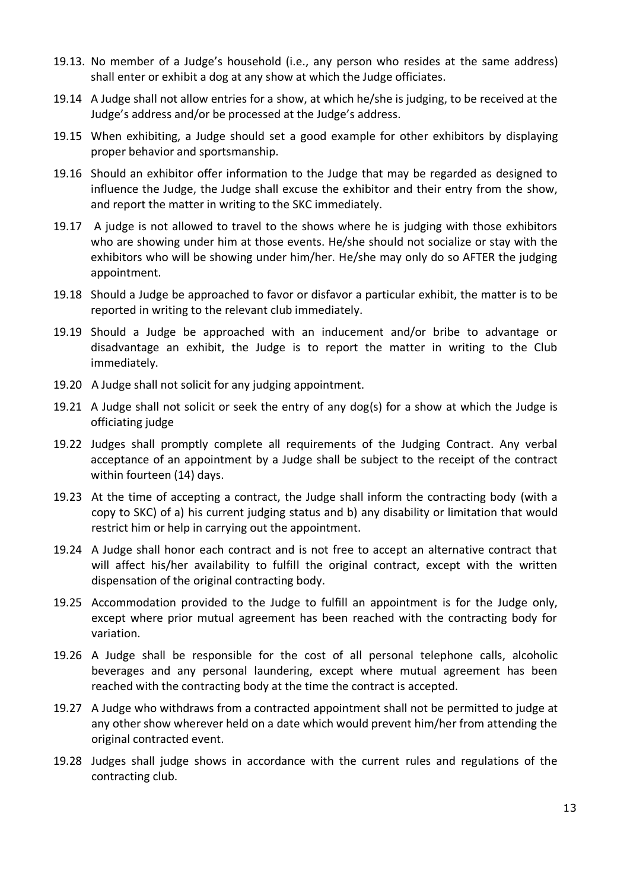19.13. No member of a Judge's household (i.e., any person who resides at the same address) shall enter or exhibit a dog at any show at which the Judge officiates.

19.14 A Judge shall not allow entries for a show, at which he/she is judging, to be received at the Judge's address and/or be processed at the Judge's address.

19.15 When exhibiting, a Judge should set a good example for other exhibitors by displaying proper behavior and sportsmanship.

19.16 Should an exhibitor offer information to the Judge that may be regarded as designed to influence the Judge, the Judge shall excuse the exhibitor and their entry from the show, and report the matter in writing to the SKC immediately.

19.17 A judge is not allowed to travel to the shows where he is judging with those exhibitors who are showing under him at those events. He/she should not socialize or stay with the exhibitors who will be showing under him/her. He/she may only do so AFTER the judging appointment.

19.18 Should a Judge be approached to favor or disfavor a particular exhibit, the matter is to be reported in writing to the relevant club immediately.

19.19 Should a Judge be approached with an inducement and/or bribe to advantage or disadvantage an exhibit, the Judge is to report the matter in writing to the Club immediately.

19.20 A Judge shall not solicit for any judging appointment.

19.21 A Judge shall not solicit or seek the entry of any dog(s) for a show at which the Judge is officiating judge

19.22 Judges shall promptly complete all requirements of the Judging Contract. Any verbal acceptance of an appointment by a Judge shall be subject to the receipt of the contract within fourteen (14) days.

19.23 At the time of accepting a contract, the Judge shall inform the contracting body (with a copy to SKC) of a) his current judging status and b) any disability or limitation that would restrict him or help in carrying out the appointment.

19.24 A Judge shall honor each contract and is not free to accept an alternative contract that will affect his/her availability to fulfill the original contract, except with the written dispensation of the original contracting body.

19.25 Accommodation provided to the Judge to fulfill an appointment is for the Judge only, except where prior mutual agreement has been reached with the contracting body for variation.

19.26 A Judge shall be responsible for the cost of all personal telephone calls, alcoholic beverages and any personal laundering, except where mutual agreement has been reached with the contracting body at the time the contract is accepted.

19.27 A Judge who withdraws from a contracted appointment shall not be permitted to judge at any other show wherever held on a date which would prevent him/her from attending the original contracted event.

19.28 Judges shall judge shows in accordance with the current rules and regulations of the contracting club.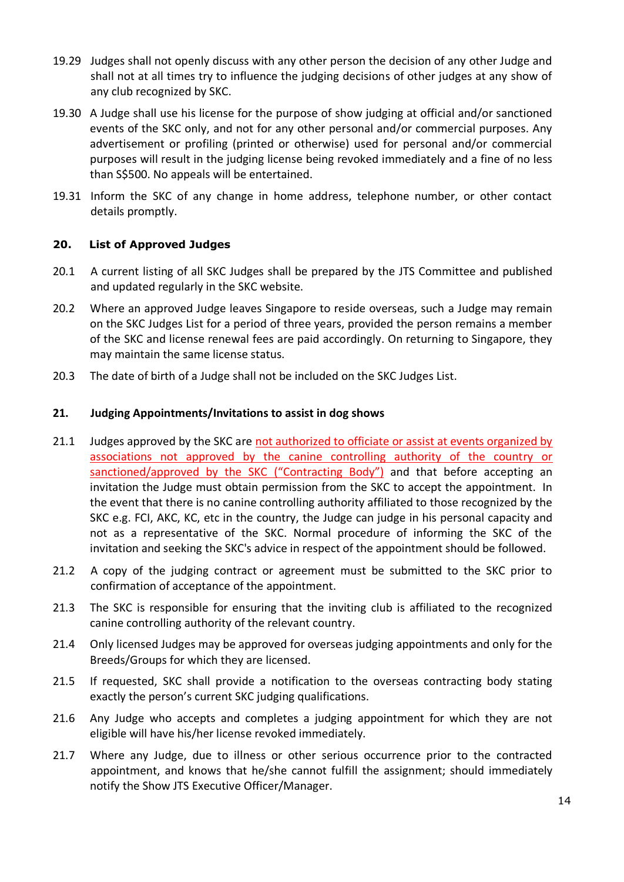19.29 Judges shall not openly discuss with any other person the decision of any other Judge and shall not at all times try to influence the judging decisions of other judges at any show of any club recognized by SKC.

19.30 A Judge shall use his license for the purpose of show judging at official and/or sanctioned events of the SKC only, and not for any other personal and/or commercial purposes. Any advertisement or profiling (printed or otherwise) used for personal and/or commercial purposes will result in the judging license being revoked immediately and a fine of no less than S$500. No appeals will be entertained.

19.31 Inform the SKC of any change in home address, telephone number, or other contact details promptly.

## 20. List of Approved Judges

20.1 A current listing of all SKC Judges shall be prepared by the JTS Committee and published and updated regularly in the SKC website.

20.2 Where an approved Judge leaves Singapore to reside overseas, such a Judge may remain on the SKC Judges List for a period of three years, provided the person remains a member of the SKC and license renewal fees are paid accordingly. On returning to Singapore, they may maintain the same license status.

20.3 The date of birth of a Judge shall not be included on the SKC Judges List.

## 21. Judging Appointments/Invitations to assist in dog shows

21.1 Judges approved by the SKC are not authorized to officiate or assist at events organized by associations not approved by the canine controlling authority of the country or sanctioned/approved by the SKC ("Contracting Body") and that before accepting an invitation the Judge must obtain permission from the SKC to accept the appointment. In the event that there is no canine controlling authority affiliated to those recognized by the SKC e.g. FCI, AKC, KC, etc in the country, the Judge can judge in his personal capacity and not as a representative of the SKC. Normal procedure of informing the SKC of the invitation and seeking the SKC's advice in respect of the appointment should be followed.

21.2 A copy of the judging contract or agreement must be submitted to the SKC prior to confirmation of acceptance of the appointment.

21.3 The SKC is responsible for ensuring that the inviting club is affiliated to the recognized canine controlling authority of the relevant country.

21.4 Only licensed Judges may be approved for overseas judging appointments and only for the Breeds/Groups for which they are licensed.

21.5 If requested, SKC shall provide a notification to the overseas contracting body stating exactly the person's current SKC judging qualifications.

21.6 Any Judge who accepts and completes a judging appointment for which they are not eligible will have his/her license revoked immediately.

21.7 Where any Judge, due to illness or other serious occurrence prior to the contracted appointment, and knows that he/she cannot fulfill the assignment; should immediately notify the Show JTS Executive Officer/Manager.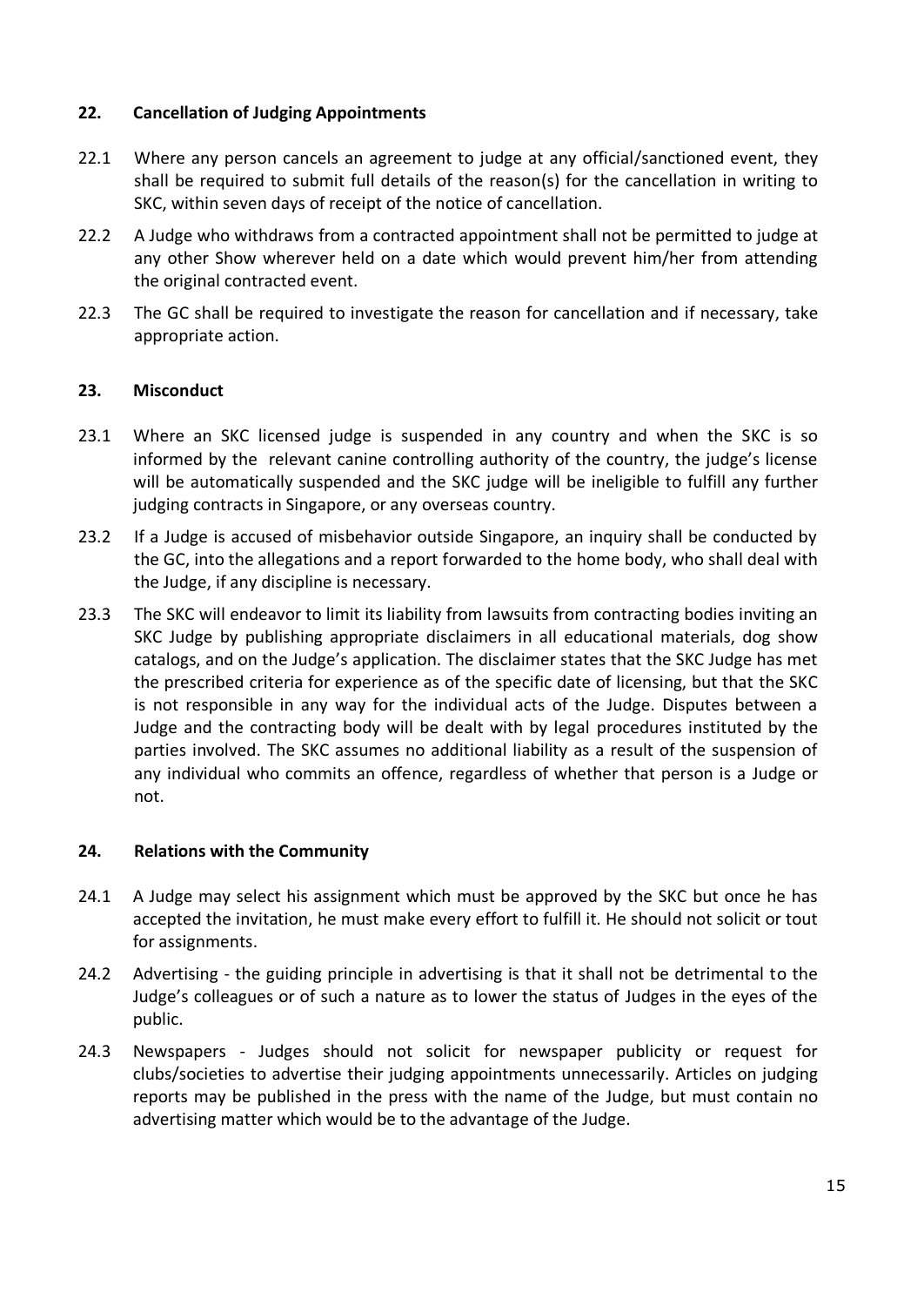## 22. Cancellation of Judging Appointments

22.1 Where any person cancels an agreement to judge at any official/sanctioned event, they shall be required to submit full details of the reason(s) for the cancellation in writing to SKC, within seven days of receipt of the notice of cancellation.

22.2 A Judge who withdraws from a contracted appointment shall not be permitted to judge at any other Show wherever held on a date which would prevent him/her from attending the original contracted event.

22.3 The GC shall be required to investigate the reason for cancellation and if necessary, take appropriate action.

## 23. Misconduct

23.1 Where an SKC licensed judge is suspended in any country and when the SKC is so informed by the relevant canine controlling authority of the country, the judge's license will be automatically suspended and the SKC judge will be ineligible to fulfill any further judging contracts in Singapore, or any overseas country.

23.2 If a Judge is accused of misbehavior outside Singapore, an inquiry shall be conducted by the GC, into the allegations and a report forwarded to the home body, who shall deal with the Judge, if any discipline is necessary.

23.3 The SKC will endeavor to limit its liability from lawsuits from contracting bodies inviting an SKC Judge by publishing appropriate disclaimers in all educational materials, dog show catalogs, and on the Judge's application. The disclaimer states that the SKC Judge has met the prescribed criteria for experience as of the specific date of licensing, but that the SKC is not responsible in any way for the individual acts of the Judge. Disputes between a Judge and the contracting body will be dealt with by legal procedures instituted by the parties involved. The SKC assumes no additional liability as a result of the suspension of any individual who commits an offence, regardless of whether that person is a Judge or not.

## 24. Relations with the Community

24.1 A Judge may select his assignment which must be approved by the SKC but once he has accepted the invitation, he must make every effort to fulfill it. He should not solicit or tout for assignments.

24.2 Advertising - the guiding principle in advertising is that it shall not be detrimental to the Judge's colleagues or of such a nature as to lower the status of Judges in the eyes of the public.

24.3 Newspapers - Judges should not solicit for newspaper publicity or request for clubs/societies to advertise their judging appointments unnecessarily. Articles on judging reports may be published in the press with the name of the Judge, but must contain no advertising matter which would be to the advantage of the Judge.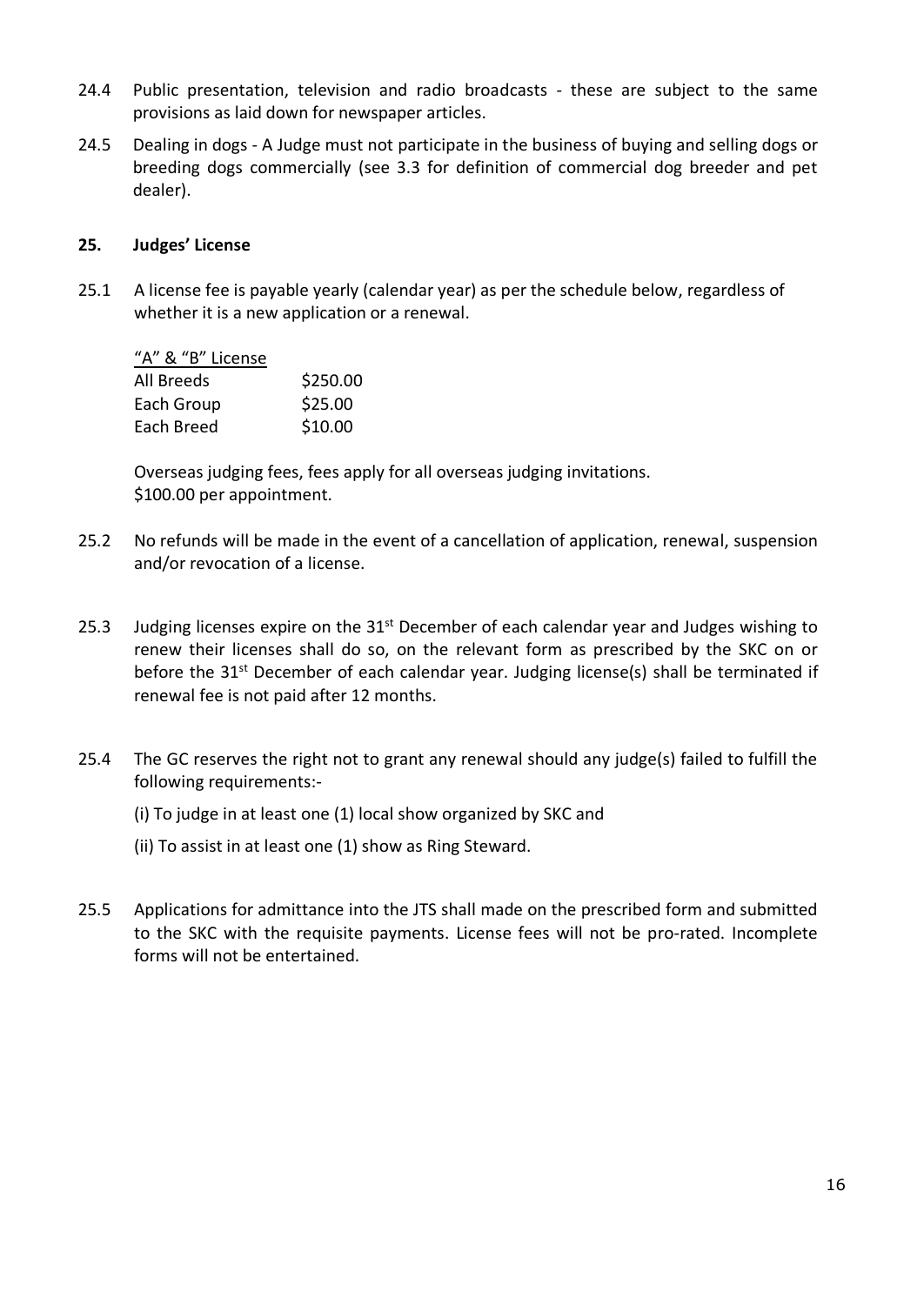24.4 Public presentation, television and radio broadcasts - these are subject to the same provisions as laid down for newspaper articles.

24.5 Dealing in dogs - A Judge must not participate in the business of buying and selling dogs or breeding dogs commercially (see 3.3 for definition of commercial dog breeder and pet dealer).

## 25. Judges' License

25.1 A license fee is payable yearly (calendar year) as per the schedule below, regardless of whether it is a new application or a renewal.

| "A" & "B" License | |
|---|---|
| All Breeds | \$250.00 |
| Each Group | \$25.00 |
| Each Breed | \$10.00 |

Overseas judging fees, fees apply for all overseas judging invitations.
\$100.00 per appointment.

25.2 No refunds will be made in the event of a cancellation of application, renewal, suspension and/or revocation of a license.

25.3 Judging licenses expire on the 31st December of each calendar year and Judges wishing to renew their licenses shall do so, on the relevant form as prescribed by the SKC on or before the 31st December of each calendar year. Judging license(s) shall be terminated if renewal fee is not paid after 12 months.

25.4 The GC reserves the right not to grant any renewal should any judge(s) failed to fulfill the following requirements:-

(i) To judge in at least one (1) local show organized by SKC and

(ii) To assist in at least one (1) show as Ring Steward.

25.5 Applications for admittance into the JTS shall made on the prescribed form and submitted to the SKC with the requisite payments. License fees will not be pro-rated. Incomplete forms will not be entertained.